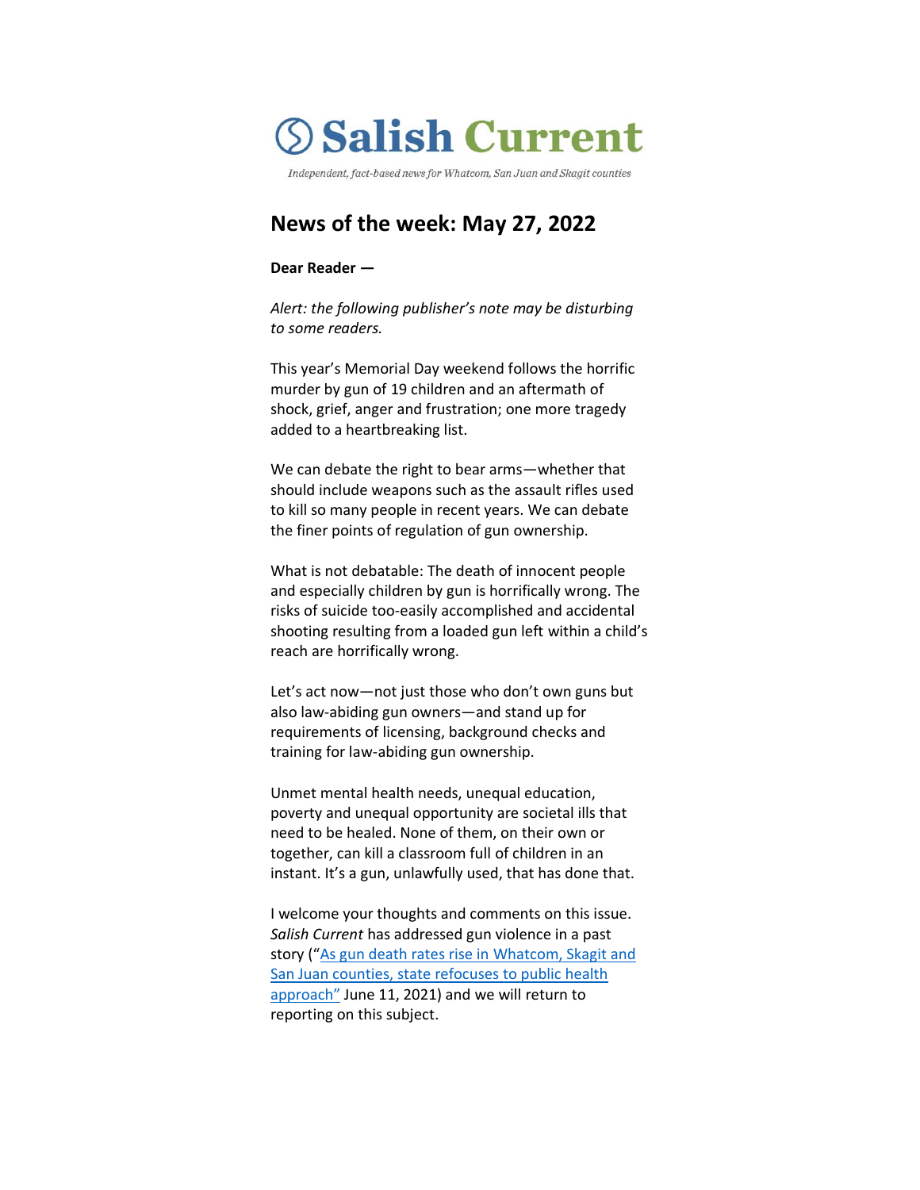# Salish Current

*Independent, fact-based news for Whatcom, San Juan and Skagit counties*

## News of the week: May 27, 2022

**Dear Reader —**

*Alert: the following publisher's note may be disturbing to some readers.*

This year's Memorial Day weekend follows the horrific murder by gun of 19 children and an aftermath of shock, grief, anger and frustration; one more tragedy added to a heartbreaking list.

We can debate the right to bear arms—whether that should include weapons such as the assault rifles used to kill so many people in recent years. We can debate the finer points of regulation of gun ownership.

What is not debatable: The death of innocent people and especially children by gun is horrifically wrong. The risks of suicide too-easily accomplished and accidental shooting resulting from a loaded gun left within a child's reach are horrifically wrong.

Let's act now—not just those who don't own guns but also law-abiding gun owners—and stand up for requirements of licensing, background checks and training for law-abiding gun ownership.

Unmet mental health needs, unequal education, poverty and unequal opportunity are societal ills that need to be healed. None of them, on their own or together, can kill a classroom full of children in an instant. It's a gun, unlawfully used, that has done that.

I welcome your thoughts and comments on this issue. *Salish Current* has addressed gun violence in a past story ("As gun death rates rise in Whatcom, Skagit and San Juan counties, state refocuses to public health approach" June 11, 2021) and we will return to reporting on this subject.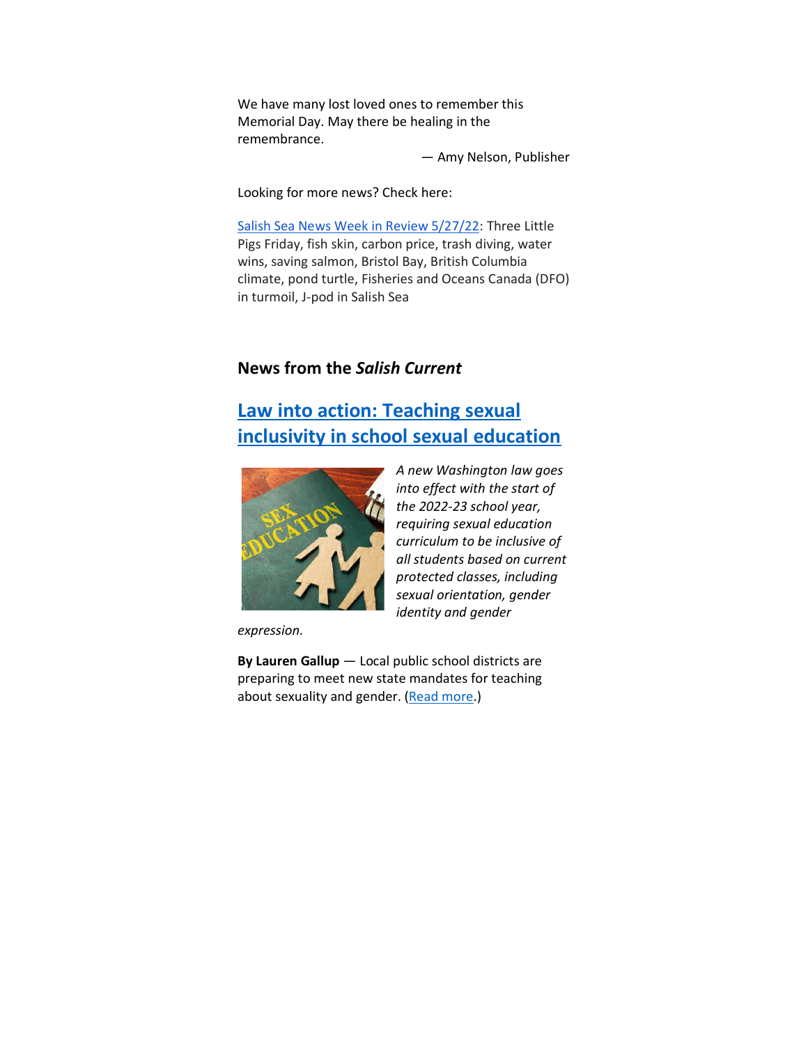We have many lost loved ones to remember this Memorial Day. May there be healing in the remembrance.

— Amy Nelson, Publisher

Looking for more news? Check here:

[Salish Sea News Week in Review 5/27/22]: Three Little Pigs Friday, fish skin, carbon price, trash diving, water wins, saving salmon, Bristol Bay, British Columbia climate, pond turtle, Fisheries and Oceans Canada (DFO) in turmoil, J-pod in Salish Sea

## News from the *Salish Current*

### Law into action: Teaching sexual inclusivity in school sexual education

*A new Washington law goes into effect with the start of the 2022-23 school year, requiring sexual education curriculum to be inclusive of all students based on current protected classes, including sexual orientation, gender identity and gender expression.*

**By Lauren Gallup** — Local public school districts are preparing to meet new state mandates for teaching about sexuality and gender. (Read more.)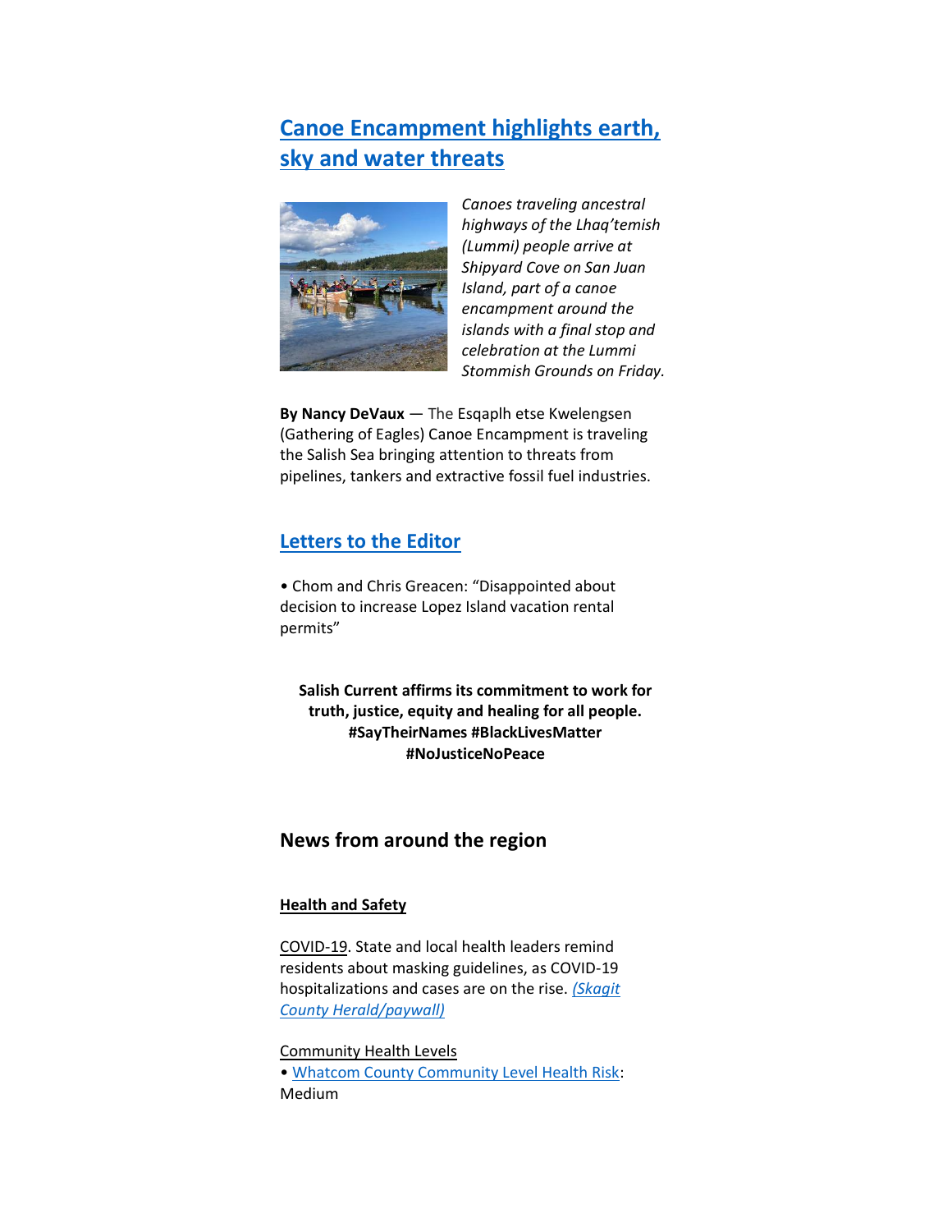## Canoe Encampment highlights earth, sky and water threats

*Canoes traveling ancestral highways of the Lhaq'temish (Lummi) people arrive at Shipyard Cove on San Juan Island, part of a canoe encampment around the islands with a final stop and celebration at the Lummi Stommish Grounds on Friday.*

**By Nancy DeVaux** — The Esqaplh etse Kwelengsen (Gathering of Eagles) Canoe Encampment is traveling the Salish Sea bringing attention to threats from pipelines, tankers and extractive fossil fuel industries.

## Letters to the Editor

• Chom and Chris Greacen: "Disappointed about decision to increase Lopez Island vacation rental permits"

**Salish Current affirms its commitment to work for truth, justice, equity and healing for all people. #SayTheirNames #BlackLivesMatter #NoJusticeNoPeace**

## News from around the region

**Health and Safety**

COVID-19. State and local health leaders remind residents about masking guidelines, as COVID-19 hospitalizations and cases are on the rise. *(Skagit County Herald/paywall)*

Community Health Levels
• Whatcom County Community Level Health Risk: Medium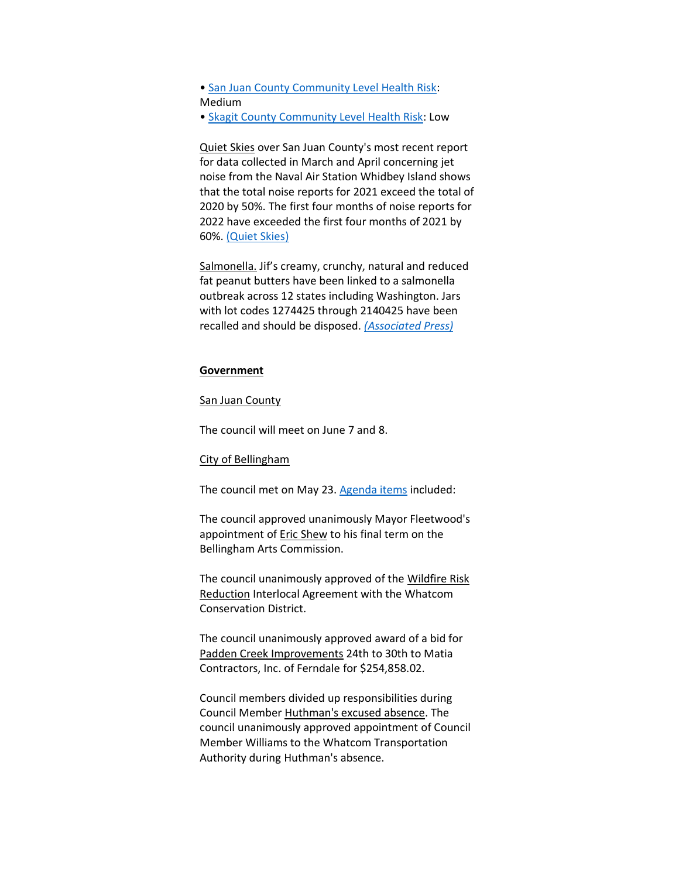• San Juan County Community Level Health Risk: Medium
• Skagit County Community Level Health Risk: Low

Quiet Skies over San Juan County's most recent report for data collected in March and April concerning jet noise from the Naval Air Station Whidbey Island shows that the total noise reports for 2021 exceed the total of 2020 by 50%. The first four months of noise reports for 2022 have exceeded the first four months of 2021 by 60%. (Quiet Skies)

Salmonella. Jif's creamy, crunchy, natural and reduced fat peanut butters have been linked to a salmonella outbreak across 12 states including Washington. Jars with lot codes 1274425 through 2140425 have been recalled and should be disposed. *(Associated Press)*

**Government**

San Juan County

The council will meet on June 7 and 8.

City of Bellingham

The council met on May 23. Agenda items included:

The council approved unanimously Mayor Fleetwood's appointment of Eric Shew to his final term on the Bellingham Arts Commission.

The council unanimously approved of the Wildfire Risk Reduction Interlocal Agreement with the Whatcom Conservation District.

The council unanimously approved award of a bid for Padden Creek Improvements 24th to 30th to Matia Contractors, Inc. of Ferndale for $254,858.02.

Council members divided up responsibilities during Council Member Huthman's excused absence. The council unanimously approved appointment of Council Member Williams to the Whatcom Transportation Authority during Huthman's absence.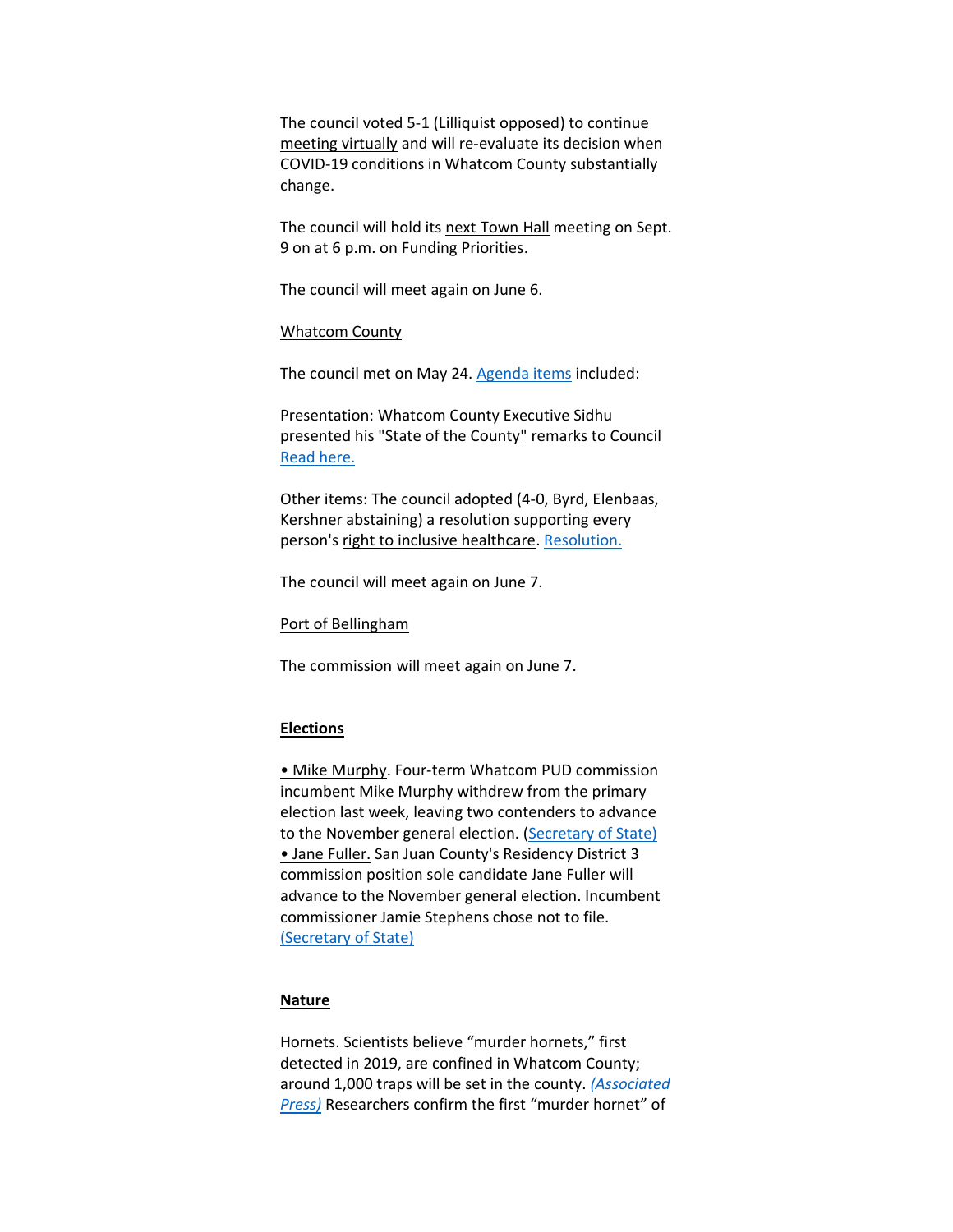The council voted 5-1 (Lilliquist opposed) to continue meeting virtually and will re-evaluate its decision when COVID-19 conditions in Whatcom County substantially change.

The council will hold its next Town Hall meeting on Sept. 9 on at 6 p.m. on Funding Priorities.

The council will meet again on June 6.

Whatcom County

The council met on May 24. Agenda items included:

Presentation: Whatcom County Executive Sidhu presented his "State of the County" remarks to Council Read here.

Other items: The council adopted (4-0, Byrd, Elenbaas, Kershner abstaining) a resolution supporting every person's right to inclusive healthcare. Resolution.

The council will meet again on June 7.

Port of Bellingham

The commission will meet again on June 7.

**Elections**

• Mike Murphy. Four-term Whatcom PUD commission incumbent Mike Murphy withdrew from the primary election last week, leaving two contenders to advance to the November general election. (Secretary of State)
• Jane Fuller. San Juan County's Residency District 3 commission position sole candidate Jane Fuller will advance to the November general election. Incumbent commissioner Jamie Stephens chose not to file. (Secretary of State)

**Nature**

Hornets. Scientists believe "murder hornets," first detected in 2019, are confined in Whatcom County; around 1,000 traps will be set in the county. *(Associated Press)* Researchers confirm the first "murder hornet" of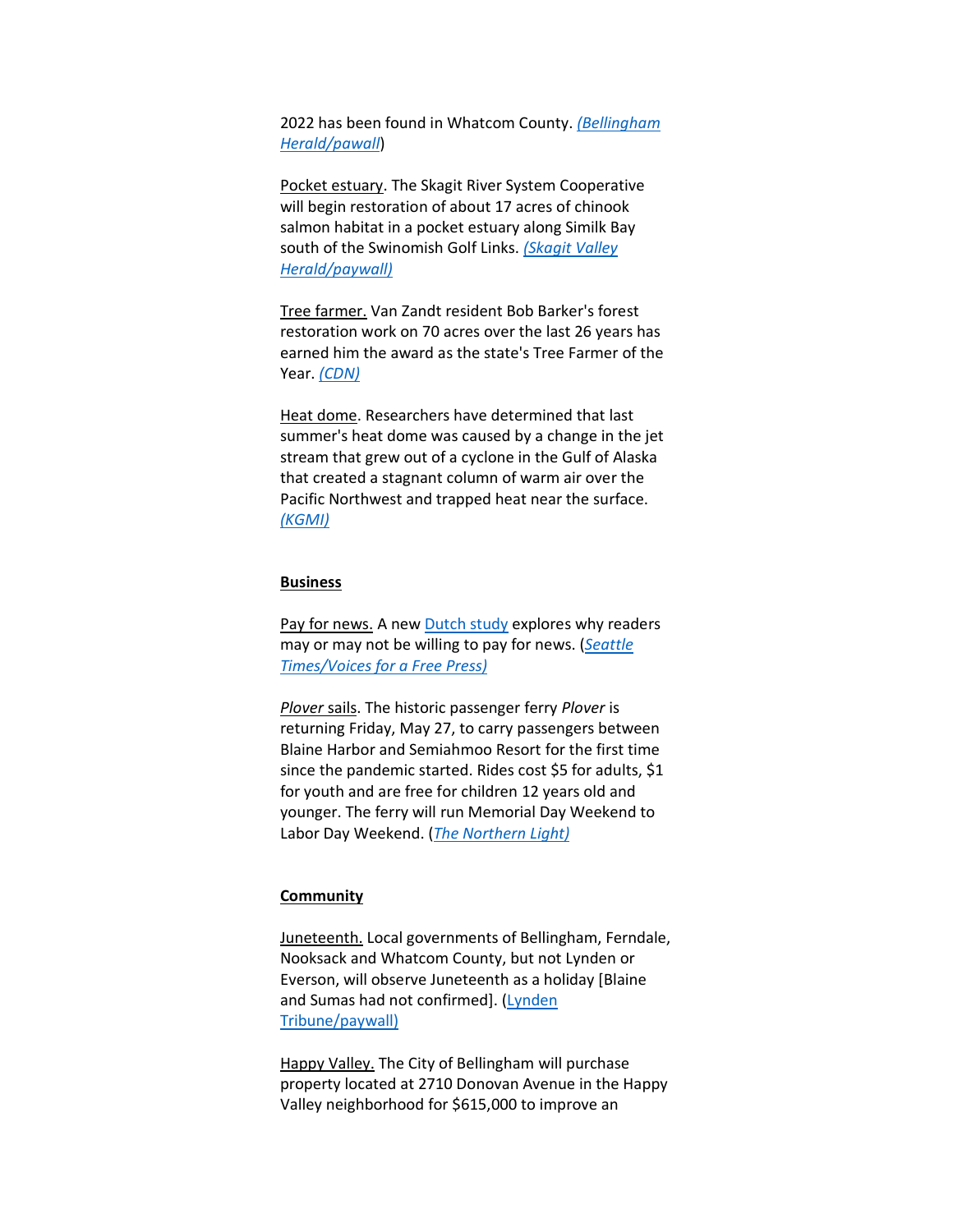2022 has been found in Whatcom County. *(Bellingham Herald/pawall*)

Pocket estuary. The Skagit River System Cooperative will begin restoration of about 17 acres of chinook salmon habitat in a pocket estuary along Similk Bay south of the Swinomish Golf Links. *(Skagit Valley Herald/paywall)*

Tree farmer. Van Zandt resident Bob Barker's forest restoration work on 70 acres over the last 26 years has earned him the award as the state's Tree Farmer of the Year. *(CDN)*

Heat dome. Researchers have determined that last summer's heat dome was caused by a change in the jet stream that grew out of a cyclone in the Gulf of Alaska that created a stagnant column of warm air over the Pacific Northwest and trapped heat near the surface. *(KGMI)*

**Business**

Pay for news. A new Dutch study explores why readers may or may not be willing to pay for news. (*Seattle Times/Voices for a Free Press)*

*Plover* sails. The historic passenger ferry *Plover* is returning Friday, May 27, to carry passengers between Blaine Harbor and Semiahmoo Resort for the first time since the pandemic started. Rides cost $5 for adults, $1 for youth and are free for children 12 years old and younger. The ferry will run Memorial Day Weekend to Labor Day Weekend. (*The Northern Light)*

**Community**

Juneteenth. Local governments of Bellingham, Ferndale, Nooksack and Whatcom County, but not Lynden or Everson, will observe Juneteenth as a holiday [Blaine and Sumas had not confirmed]. (Lynden Tribune/paywall)

Happy Valley. The City of Bellingham will purchase property located at 2710 Donovan Avenue in the Happy Valley neighborhood for $615,000 to improve an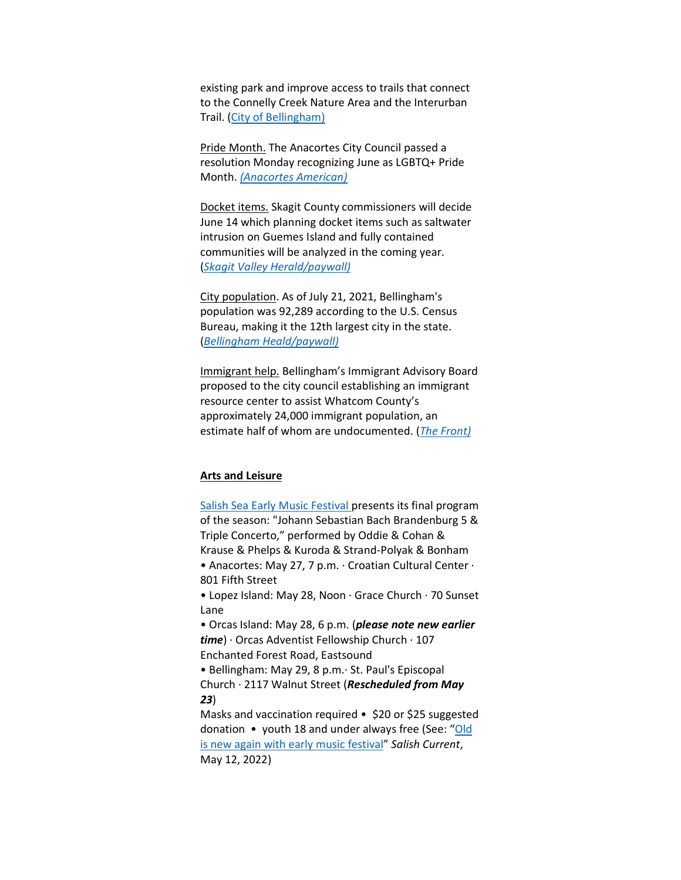existing park and improve access to trails that connect to the Connelly Creek Nature Area and the Interurban Trail. (City of Bellingham)

Pride Month. The Anacortes City Council passed a resolution Monday recognizing June as LGBTQ+ Pride Month. *(Anacortes American)*

Docket items. Skagit County commissioners will decide June 14 which planning docket items such as saltwater intrusion on Guemes Island and fully contained communities will be analyzed in the coming year. (*Skagit Valley Herald/paywall)*

City population. As of July 21, 2021, Bellingham's population was 92,289 according to the U.S. Census Bureau, making it the 12th largest city in the state. (*Bellingham Heald/paywall)*

Immigrant help. Bellingham's Immigrant Advisory Board proposed to the city council establishing an immigrant resource center to assist Whatcom County's approximately 24,000 immigrant population, an estimate half of whom are undocumented. (*The Front)*

**Arts and Leisure**

Salish Sea Early Music Festival presents its final program of the season: "Johann Sebastian Bach Brandenburg 5 & Triple Concerto," performed by Oddie & Cohan & Krause & Phelps & Kuroda & Strand-Polyak & Bonham

- Anacortes: May 27, 7 p.m. · Croatian Cultural Center · 801 Fifth Street
- Lopez Island: May 28, Noon · Grace Church · 70 Sunset Lane
- Orcas Island: May 28, 6 p.m. (***please note new earlier time***) · Orcas Adventist Fellowship Church · 107 Enchanted Forest Road, Eastsound
- Bellingham: May 29, 8 p.m.· St. Paul's Episcopal Church · 2117 Walnut Street (***Rescheduled from May 23***)

Masks and vaccination required • $20 or $25 suggested donation • youth 18 and under always free (See: "Old is new again with early music festival" *Salish Current*, May 12, 2022)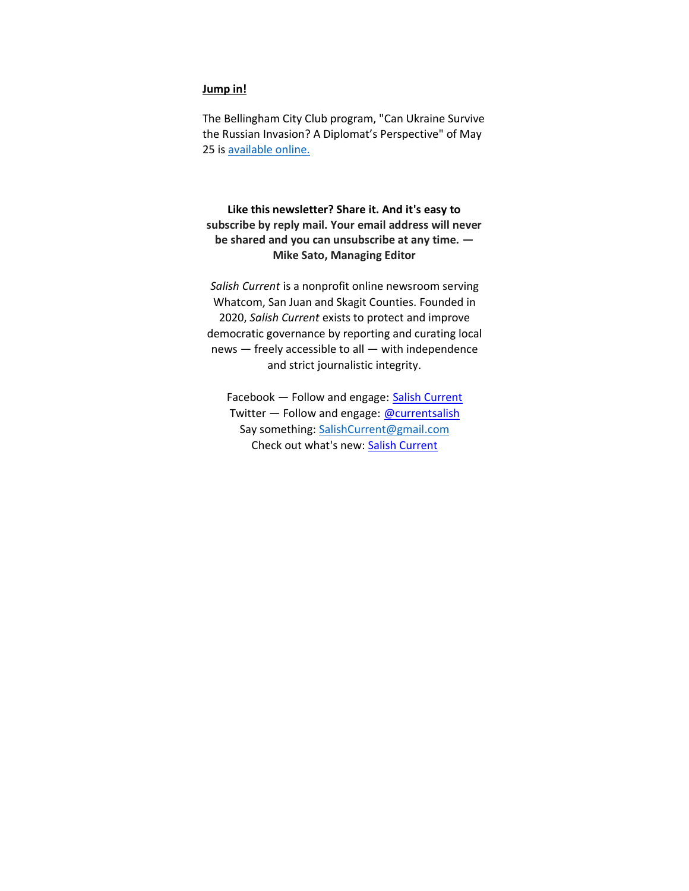**Jump in!**

The Bellingham City Club program, "Can Ukraine Survive the Russian Invasion? A Diplomat's Perspective" of May 25 is available online.

**Like this newsletter? Share it. And it's easy to subscribe by reply mail. Your email address will never be shared and you can unsubscribe at any time. — Mike Sato, Managing Editor**

*Salish Current* is a nonprofit online newsroom serving Whatcom, San Juan and Skagit Counties. Founded in 2020, *Salish Current* exists to protect and improve democratic governance by reporting and curating local news — freely accessible to all — with independence and strict journalistic integrity.

Facebook — Follow and engage: Salish Current
Twitter — Follow and engage: @currentsalish
Say something: SalishCurrent@gmail.com
Check out what's new: Salish Current